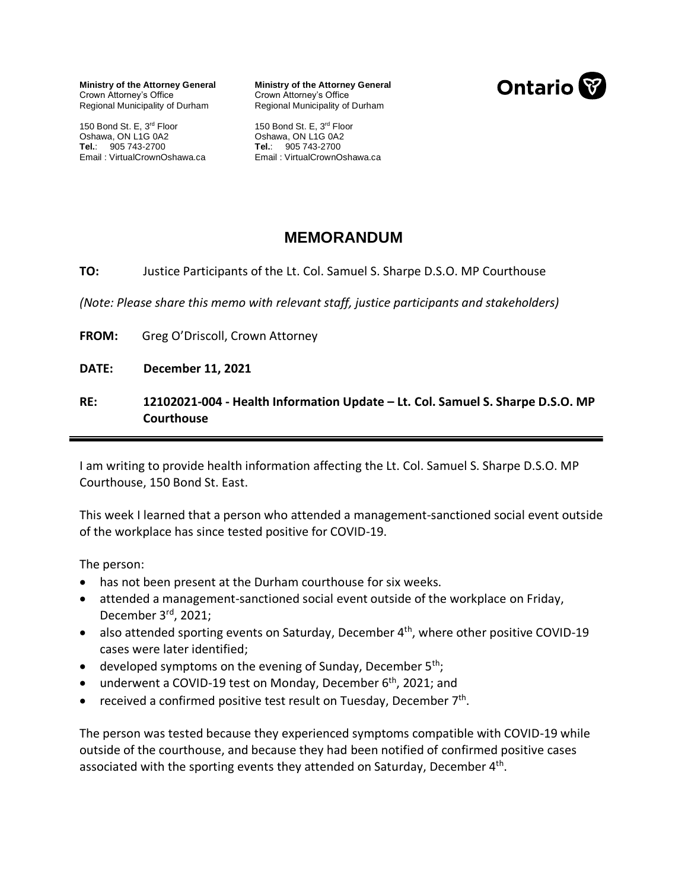**Ministry of the Attorney General**
Crown Attorney's Office
Regional Municipality of Durham

150 Bond St. E, 3rd Floor
Oshawa, ON L1G 0A2
**Tel.**: 905 743-2700
Email : VirtualCrownOshawa.ca

**Ministry of the Attorney General**
Crown Attorney's Office
Regional Municipality of Durham

150 Bond St. E, 3rd Floor
Oshawa, ON L1G 0A2
**Tel.**: 905 743-2700
Email : VirtualCrownOshawa.ca

Ontario

# MEMORANDUM

**TO:** Justice Participants of the Lt. Col. Samuel S. Sharpe D.S.O. MP Courthouse

*(Note: Please share this memo with relevant staff, justice participants and stakeholders)*

**FROM:** Greg O'Driscoll, Crown Attorney

**DATE:** **December 11, 2021**

**RE:** **12102021-004 - Health Information Update – Lt. Col. Samuel S. Sharpe D.S.O. MP Courthouse**

---

I am writing to provide health information affecting the Lt. Col. Samuel S. Sharpe D.S.O. MP Courthouse, 150 Bond St. East.

This week I learned that a person who attended a management-sanctioned social event outside of the workplace has since tested positive for COVID-19.

The person:

- has not been present at the Durham courthouse for six weeks.
- attended a management-sanctioned social event outside of the workplace on Friday, December 3rd, 2021;
- also attended sporting events on Saturday, December 4th, where other positive COVID-19 cases were later identified;
- developed symptoms on the evening of Sunday, December 5th;
- underwent a COVID-19 test on Monday, December 6th, 2021; and
- received a confirmed positive test result on Tuesday, December 7th.

The person was tested because they experienced symptoms compatible with COVID-19 while outside of the courthouse, and because they had been notified of confirmed positive cases associated with the sporting events they attended on Saturday, December 4th.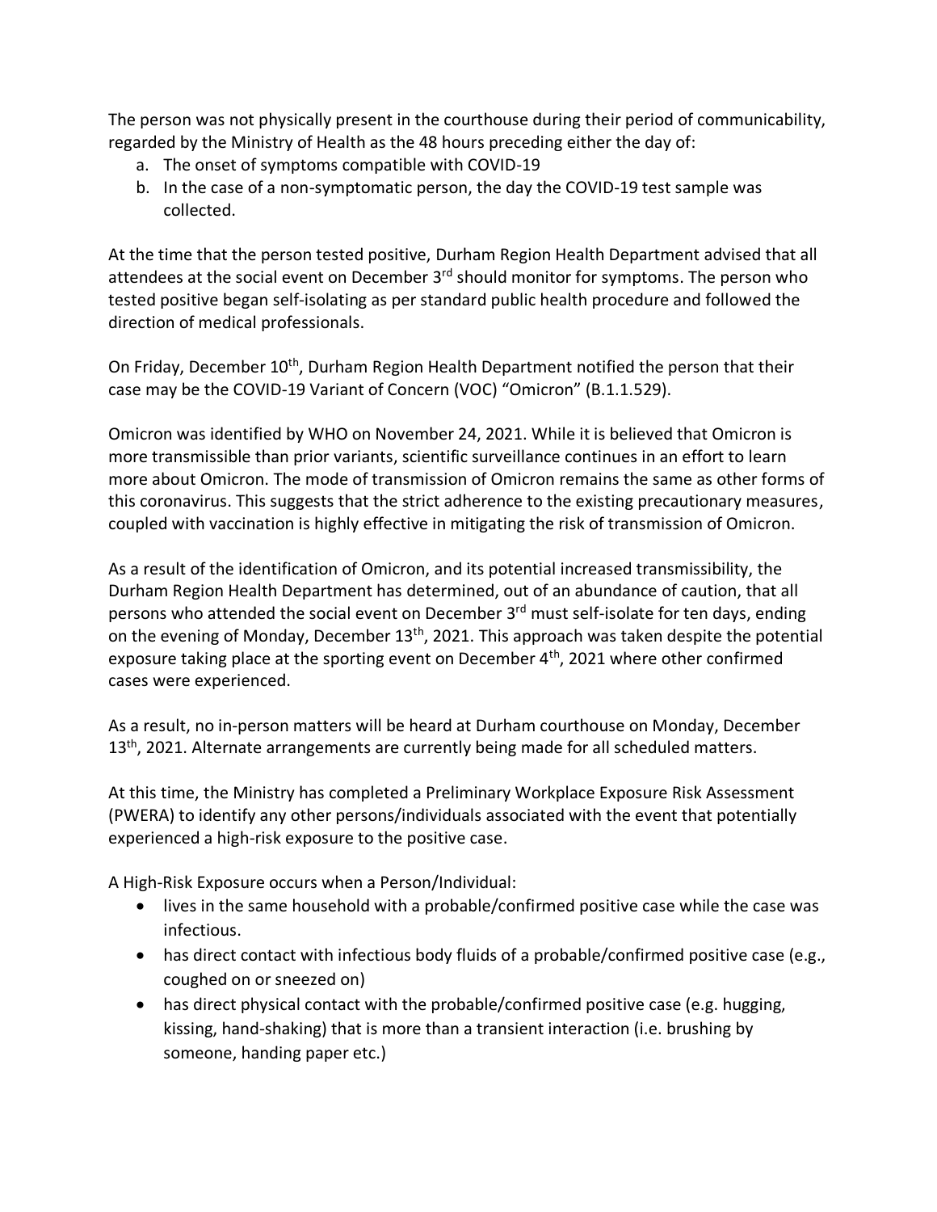The person was not physically present in the courthouse during their period of communicability, regarded by the Ministry of Health as the 48 hours preceding either the day of:

a. The onset of symptoms compatible with COVID-19
b. In the case of a non-symptomatic person, the day the COVID-19 test sample was collected.

At the time that the person tested positive, Durham Region Health Department advised that all attendees at the social event on December 3rd should monitor for symptoms. The person who tested positive began self-isolating as per standard public health procedure and followed the direction of medical professionals.

On Friday, December 10th, Durham Region Health Department notified the person that their case may be the COVID-19 Variant of Concern (VOC) "Omicron" (B.1.1.529).

Omicron was identified by WHO on November 24, 2021. While it is believed that Omicron is more transmissible than prior variants, scientific surveillance continues in an effort to learn more about Omicron. The mode of transmission of Omicron remains the same as other forms of this coronavirus. This suggests that the strict adherence to the existing precautionary measures, coupled with vaccination is highly effective in mitigating the risk of transmission of Omicron.

As a result of the identification of Omicron, and its potential increased transmissibility, the Durham Region Health Department has determined, out of an abundance of caution, that all persons who attended the social event on December 3rd must self-isolate for ten days, ending on the evening of Monday, December 13th, 2021. This approach was taken despite the potential exposure taking place at the sporting event on December 4th, 2021 where other confirmed cases were experienced.

As a result, no in-person matters will be heard at Durham courthouse on Monday, December 13th, 2021. Alternate arrangements are currently being made for all scheduled matters.

At this time, the Ministry has completed a Preliminary Workplace Exposure Risk Assessment (PWERA) to identify any other persons/individuals associated with the event that potentially experienced a high-risk exposure to the positive case.

A High-Risk Exposure occurs when a Person/Individual:

- lives in the same household with a probable/confirmed positive case while the case was infectious.
- has direct contact with infectious body fluids of a probable/confirmed positive case (e.g., coughed on or sneezed on)
- has direct physical contact with the probable/confirmed positive case (e.g. hugging, kissing, hand-shaking) that is more than a transient interaction (i.e. brushing by someone, handing paper etc.)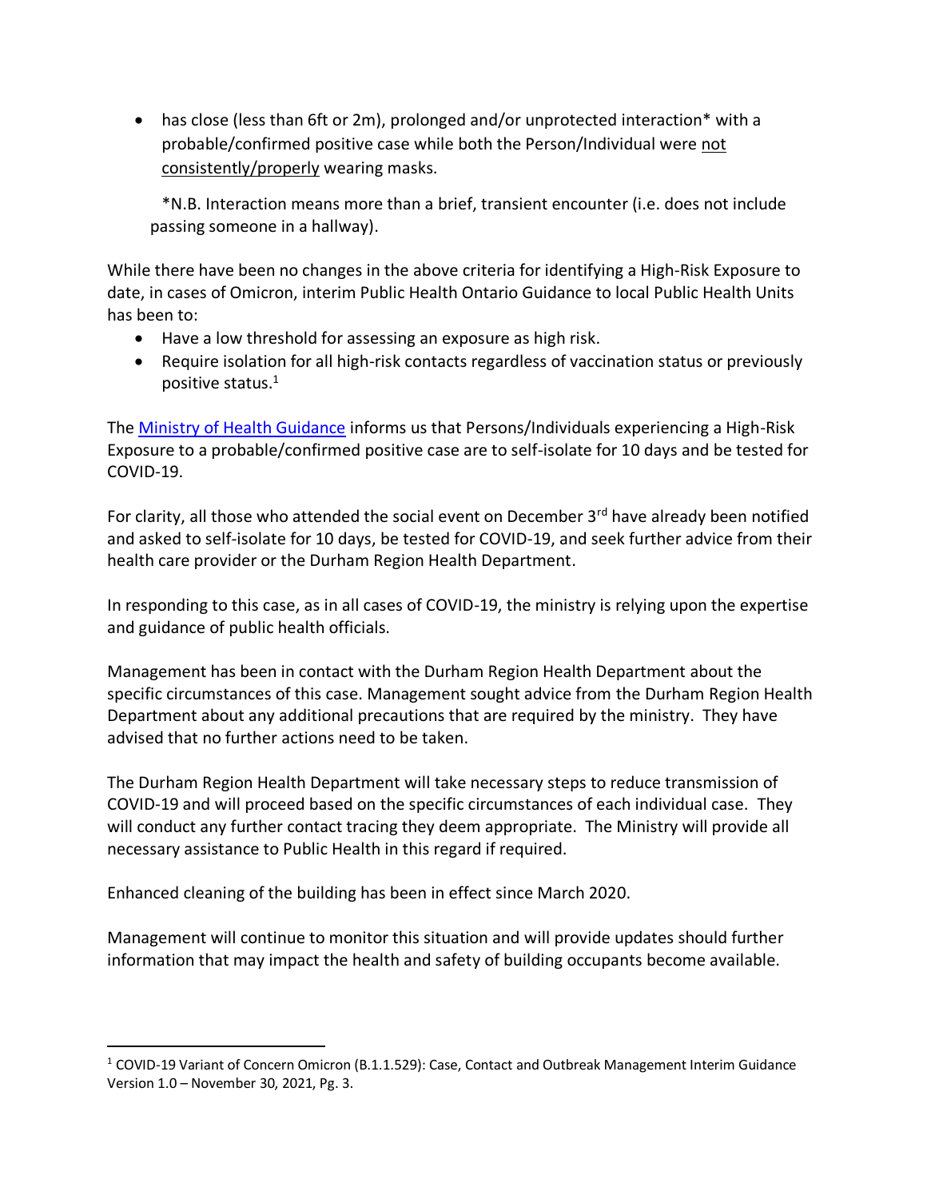- has close (less than 6ft or 2m), prolonged and/or unprotected interaction* with a probable/confirmed positive case while both the Person/Individual were <u>not consistently/properly</u> wearing masks.

  *N.B. Interaction means more than a brief, transient encounter (i.e. does not include passing someone in a hallway).

While there have been no changes in the above criteria for identifying a High-Risk Exposure to date, in cases of Omicron, interim Public Health Ontario Guidance to local Public Health Units has been to:

- Have a low threshold for assessing an exposure as high risk.
- Require isolation for all high-risk contacts regardless of vaccination status or previously positive status.[1]

The [Ministry of Health Guidance](#) informs us that Persons/Individuals experiencing a High-Risk Exposure to a probable/confirmed positive case are to self-isolate for 10 days and be tested for COVID-19.

For clarity, all those who attended the social event on December 3rd have already been notified and asked to self-isolate for 10 days, be tested for COVID-19, and seek further advice from their health care provider or the Durham Region Health Department.

In responding to this case, as in all cases of COVID-19, the ministry is relying upon the expertise and guidance of public health officials.

Management has been in contact with the Durham Region Health Department about the specific circumstances of this case. Management sought advice from the Durham Region Health Department about any additional precautions that are required by the ministry. They have advised that no further actions need to be taken.

The Durham Region Health Department will take necessary steps to reduce transmission of COVID-19 and will proceed based on the specific circumstances of each individual case. They will conduct any further contact tracing they deem appropriate. The Ministry will provide all necessary assistance to Public Health in this regard if required.

Enhanced cleaning of the building has been in effect since March 2020.

Management will continue to monitor this situation and will provide updates should further information that may impact the health and safety of building occupants become available.

---

[1] COVID-19 Variant of Concern Omicron (B.1.1.529): Case, Contact and Outbreak Management Interim Guidance Version 1.0 – November 30, 2021, Pg. 3.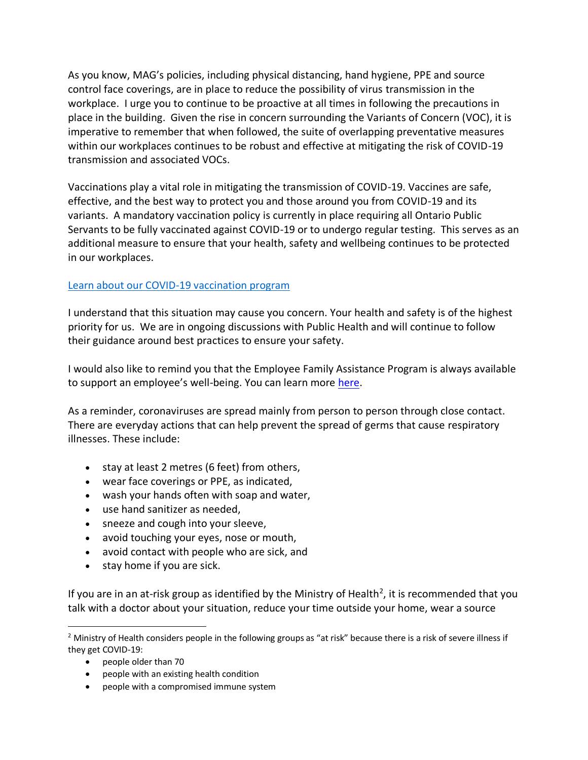As you know, MAG's policies, including physical distancing, hand hygiene, PPE and source control face coverings, are in place to reduce the possibility of virus transmission in the workplace. I urge you to continue to be proactive at all times in following the precautions in place in the building. Given the rise in concern surrounding the Variants of Concern (VOC), it is imperative to remember that when followed, the suite of overlapping preventative measures within our workplaces continues to be robust and effective at mitigating the risk of COVID-19 transmission and associated VOCs.

Vaccinations play a vital role in mitigating the transmission of COVID-19. Vaccines are safe, effective, and the best way to protect you and those around you from COVID-19 and its variants. A mandatory vaccination policy is currently in place requiring all Ontario Public Servants to be fully vaccinated against COVID-19 or to undergo regular testing. This serves as an additional measure to ensure that your health, safety and wellbeing continues to be protected in our workplaces.

Learn about our COVID-19 vaccination program

I understand that this situation may cause you concern. Your health and safety is of the highest priority for us. We are in ongoing discussions with Public Health and will continue to follow their guidance around best practices to ensure your safety.

I would also like to remind you that the Employee Family Assistance Program is always available to support an employee's well-being. You can learn more here.

As a reminder, coronaviruses are spread mainly from person to person through close contact. There are everyday actions that can help prevent the spread of germs that cause respiratory illnesses. These include:

- stay at least 2 metres (6 feet) from others,
- wear face coverings or PPE, as indicated,
- wash your hands often with soap and water,
- use hand sanitizer as needed,
- sneeze and cough into your sleeve,
- avoid touching your eyes, nose or mouth,
- avoid contact with people who are sick, and
- stay home if you are sick.

If you are in an at-risk group as identified by the Ministry of Health[2], it is recommended that you talk with a doctor about your situation, reduce your time outside your home, wear a source

[2] Ministry of Health considers people in the following groups as "at risk" because there is a risk of severe illness if they get COVID-19:

- people older than 70
- people with an existing health condition
- people with a compromised immune system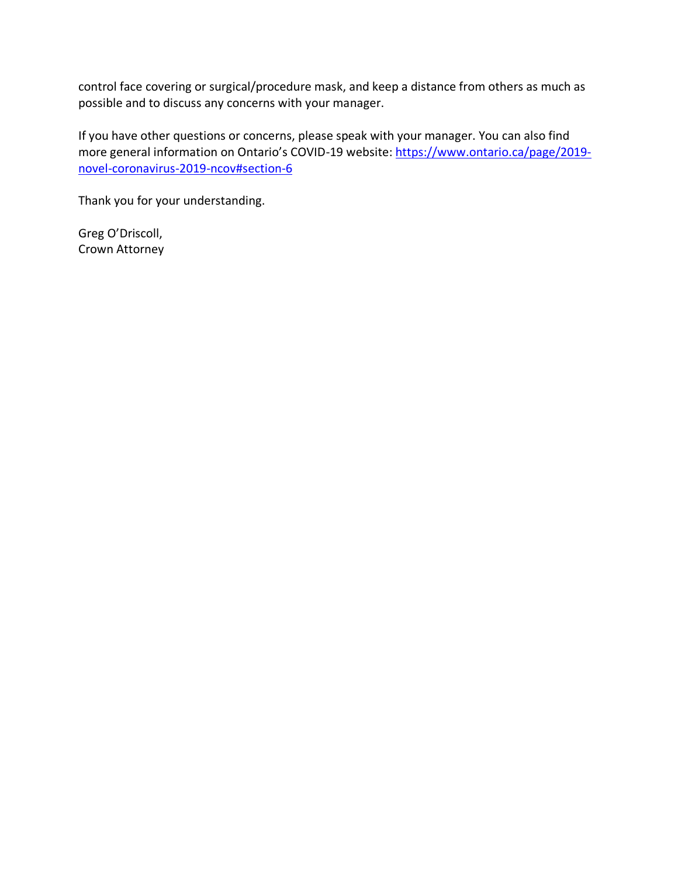control face covering or surgical/procedure mask, and keep a distance from others as much as possible and to discuss any concerns with your manager.

If you have other questions or concerns, please speak with your manager. You can also find more general information on Ontario's COVID-19 website: [https://www.ontario.ca/page/2019-novel-coronavirus-2019-ncov#section-6](https://www.ontario.ca/page/2019-novel-coronavirus-2019-ncov#section-6)

Thank you for your understanding.

Greg O'Driscoll,
Crown Attorney